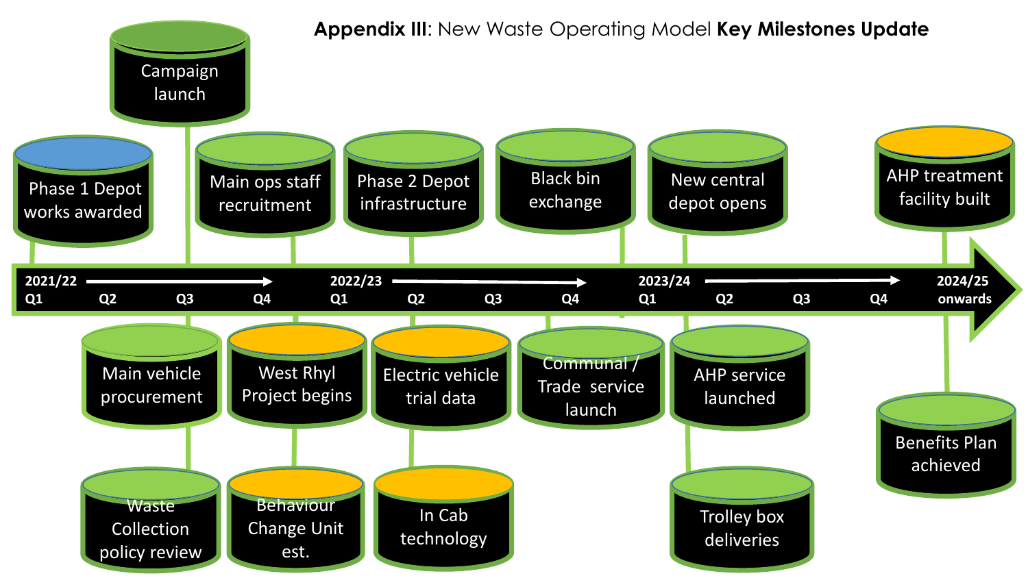# **Appendix III**: New Waste Operating Model **Key Milestones Update**

**2021/22**

- Q1: Phase 1 Depot works awarded
- Q3: Campaign launch
- Q3: Main vehicle procurement
- Q3: Waste Collection policy review
- Q4: Main ops staff recruitment
- Q4: West Rhyl Project begins
- Q4: Behaviour Change Unit est.

**2022/23**

- Q2: Phase 2 Depot infrastructure
- Q2: Electric vehicle trial data
- Q2: In Cab technology
- Q4: Black bin exchange
- Q4: Communal / Trade service launch

**2023/24**

- Q1: New central depot opens
- Q1: AHP service launched
- Q1: Trolley box deliveries

**2024/25 onwards**

- AHP treatment facility built
- Benefits Plan achieved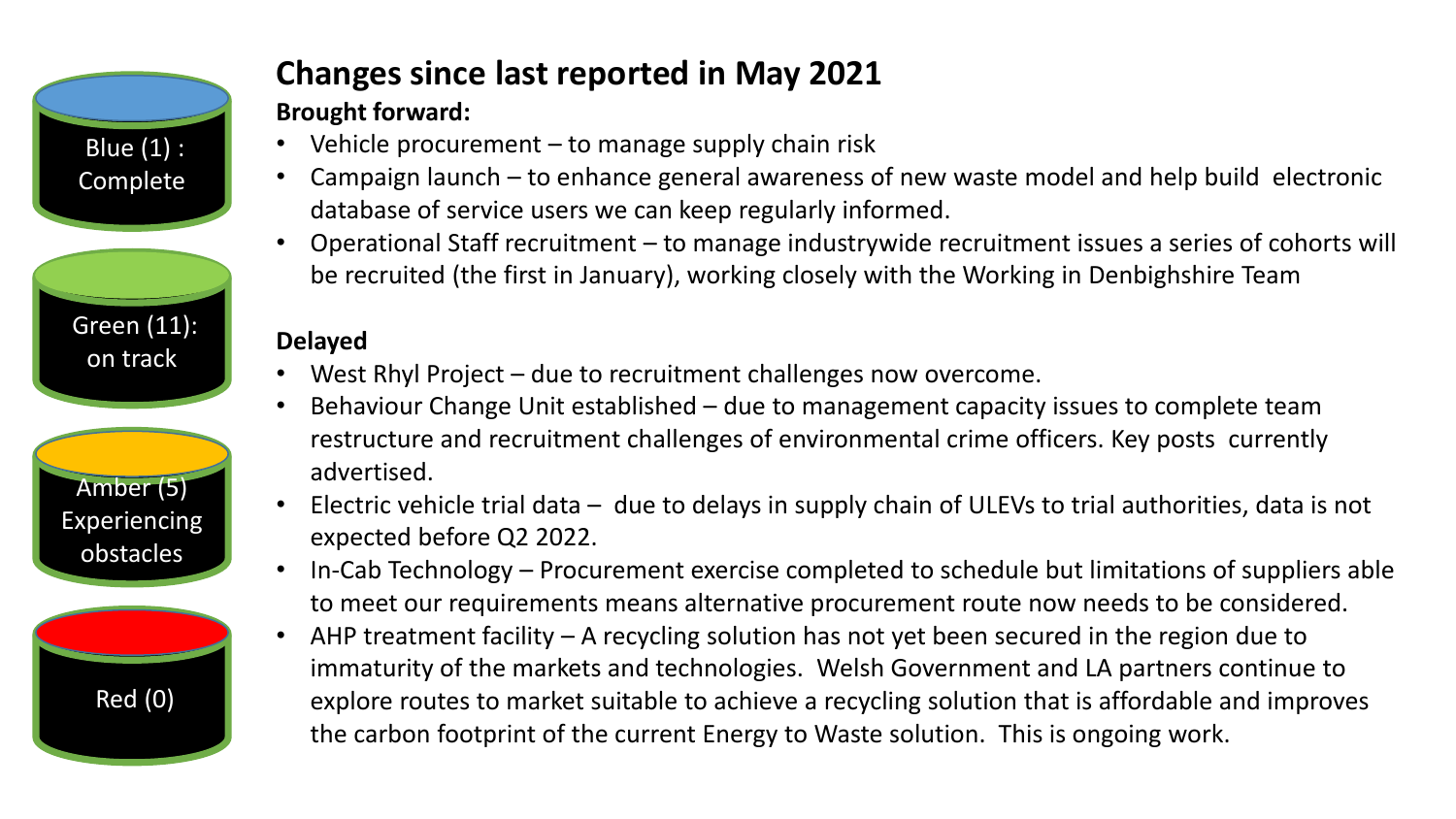Blue (1) : Complete

Green (11): on track

Amber (5) Experiencing obstacles

Red (0)

## Changes since last reported in May 2021

**Brought forward:**

- Vehicle procurement – to manage supply chain risk
- Campaign launch – to enhance general awareness of new waste model and help build electronic database of service users we can keep regularly informed.
- Operational Staff recruitment – to manage industrywide recruitment issues a series of cohorts will be recruited (the first in January), working closely with the Working in Denbighshire Team

**Delayed**

- West Rhyl Project – due to recruitment challenges now overcome.
- Behaviour Change Unit established – due to management capacity issues to complete team restructure and recruitment challenges of environmental crime officers. Key posts currently advertised.
- Electric vehicle trial data – due to delays in supply chain of ULEVs to trial authorities, data is not expected before Q2 2022.
- In-Cab Technology – Procurement exercise completed to schedule but limitations of suppliers able to meet our requirements means alternative procurement route now needs to be considered.
- AHP treatment facility – A recycling solution has not yet been secured in the region due to immaturity of the markets and technologies. Welsh Government and LA partners continue to explore routes to market suitable to achieve a recycling solution that is affordable and improves the carbon footprint of the current Energy to Waste solution. This is ongoing work.